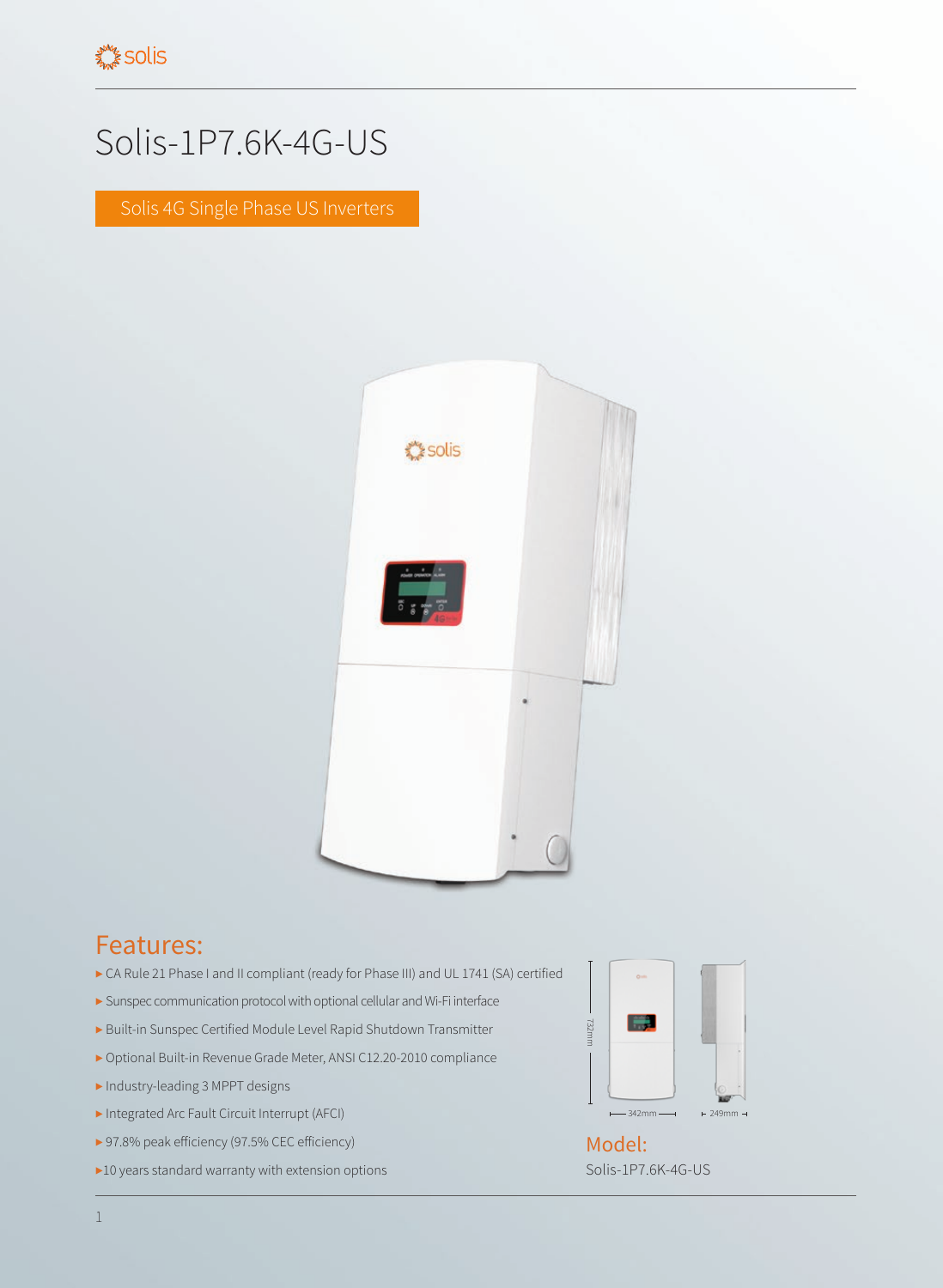# Solis-1P7.6K-4G-US

Solis 4G Single Phase US Inverters

## Features:

- CA Rule 21 Phase I and II compliant (ready for Phase III) and UL 1741 (SA) certified
- Sunspec communication protocol with optional cellular and Wi-Fi interface
- Built-in Sunspec Certified Module Level Rapid Shutdown Transmitter
- Optional Built-in Revenue Grade Meter, ANSI C12.20-2010 compliance
- Industry-leading 3 MPPT designs
- Integrated Arc Fault Circuit Interrupt (AFCI)
- 97.8% peak efficiency (97.5% CEC efficiency)
- 10 years standard warranty with extension options

732mm

342mm

249mm

## Model:

Solis-1P7.6K-4G-US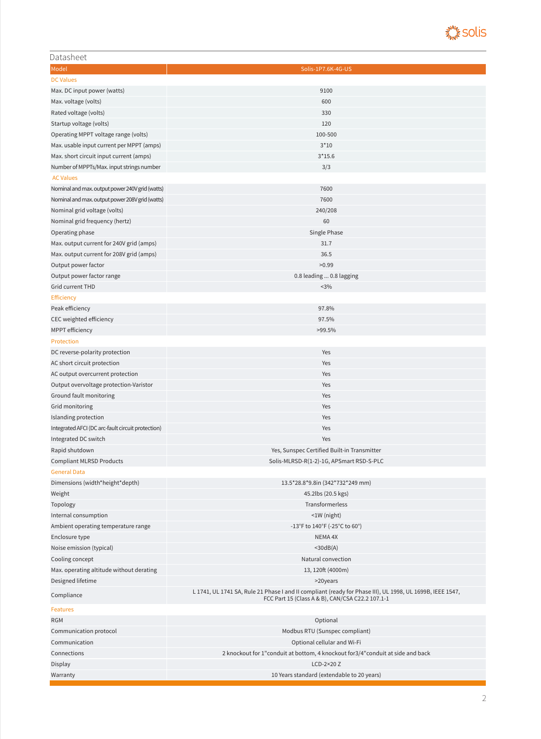Datasheet

| Model | Solis-1P7.6K-4G-US |
|---|---|
| **DC Values** | |
| Max. DC input power (watts) | 9100 |
| Max. voltage (volts) | 600 |
| Rated voltage (volts) | 330 |
| Startup voltage (volts) | 120 |
| Operating MPPT voltage range (volts) | 100-500 |
| Max. usable input current per MPPT (amps) | 3*10 |
| Max. short circuit input current (amps) | 3*15.6 |
| Number of MPPTs/Max. input strings number | 3/3 |
| **AC Values** | |
| Nominal and max. output power 240V grid (watts) | 7600 |
| Nominal and max. output power 208V grid (watts) | 7600 |
| Nominal grid voltage (volts) | 240/208 |
| Nominal grid frequency (hertz) | 60 |
| Operating phase | Single Phase |
| Max. output current for 240V grid (amps) | 31.7 |
| Max. output current for 208V grid (amps) | 36.5 |
| Output power factor | >0.99 |
| Output power factor range | 0.8 leading ... 0.8 lagging |
| Grid current THD | <3% |
| **Efficiency** | |
| Peak efficiency | 97.8% |
| CEC weighted efficiency | 97.5% |
| MPPT efficiency | >99.5% |
| **Protection** | |
| DC reverse-polarity protection | Yes |
| AC short circuit protection | Yes |
| AC output overcurrent protection | Yes |
| Output overvoltage protection-Varistor | Yes |
| Ground fault monitoring | Yes |
| Grid monitoring | Yes |
| Islanding protection | Yes |
| Integrated AFCI (DC arc-fault circuit protection) | Yes |
| Integrated DC switch | Yes |
| Rapid shutdown | Yes, Sunspec Certified Built-in Transmitter |
| Compliant MLRSD Products | Solis-MLRSD-R(1-2)-1G, APSmart RSD-S-PLC |
| **General Data** | |
| Dimensions (width*height*depth) | 13.5*28.8*9.8in (342*732*249 mm) |
| Weight | 45.2lbs (20.5 kgs) |
| Topology | Transformerless |
| Internal consumption | <1W (night) |
| Ambient operating temperature range | -13°F to 140°F (-25°C to 60°) |
| Enclosure type | NEMA 4X |
| Noise emission (typical) | <30dB(A) |
| Cooling concept | Natural convection |
| Max. operating altitude without derating | 13, 120ft (4000m) |
| Designed lifetime | >20years |
| Compliance | L 1741, UL 1741 SA, Rule 21 Phase I and II compliant (ready for Phase III), UL 1998, UL 1699B, IEEE 1547, FCC Part 15 (Class A & B), CAN/CSA C22.2 107.1-1 |
| **Features** | |
| RGM | Optional |
| Communication protocol | Modbus RTU (Sunspec compliant) |
| Communication | Optional cellular and Wi-Fi |
| Connections | 2 knockout for 1"conduit at bottom, 4 knockout for3/4"conduit at side and back |
| Display | LCD-2×20 Z |
| Warranty | 10 Years standard (extendable to 20 years) |